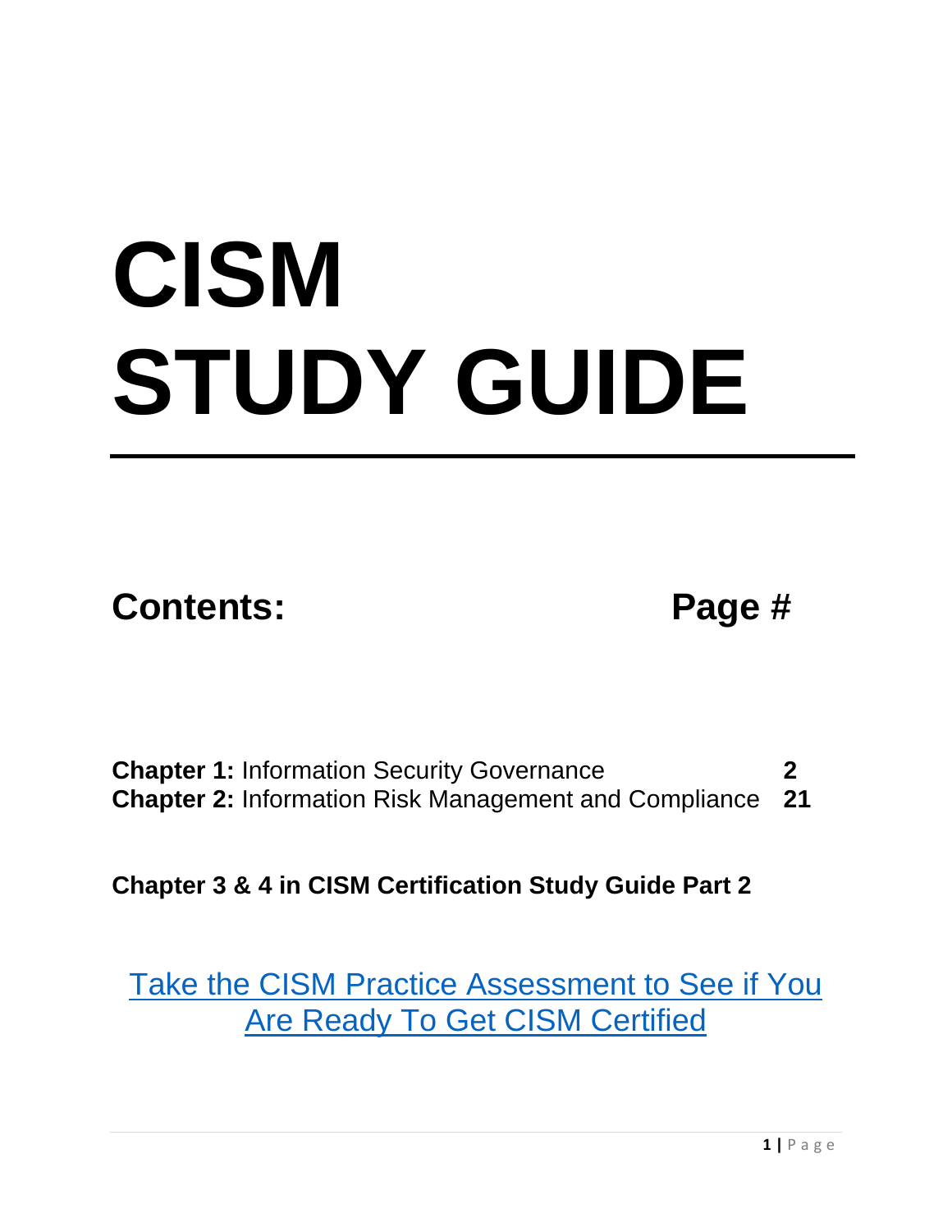# CISM STUDY GUIDE

---

**Contents:** **Page #**

**Chapter 1:** Information Security Governance **2**
**Chapter 2:** Information Risk Management and Compliance **21**

**Chapter 3 & 4 in CISM Certification Study Guide Part 2**

Take the CISM Practice Assessment to See if You Are Ready To Get CISM Certified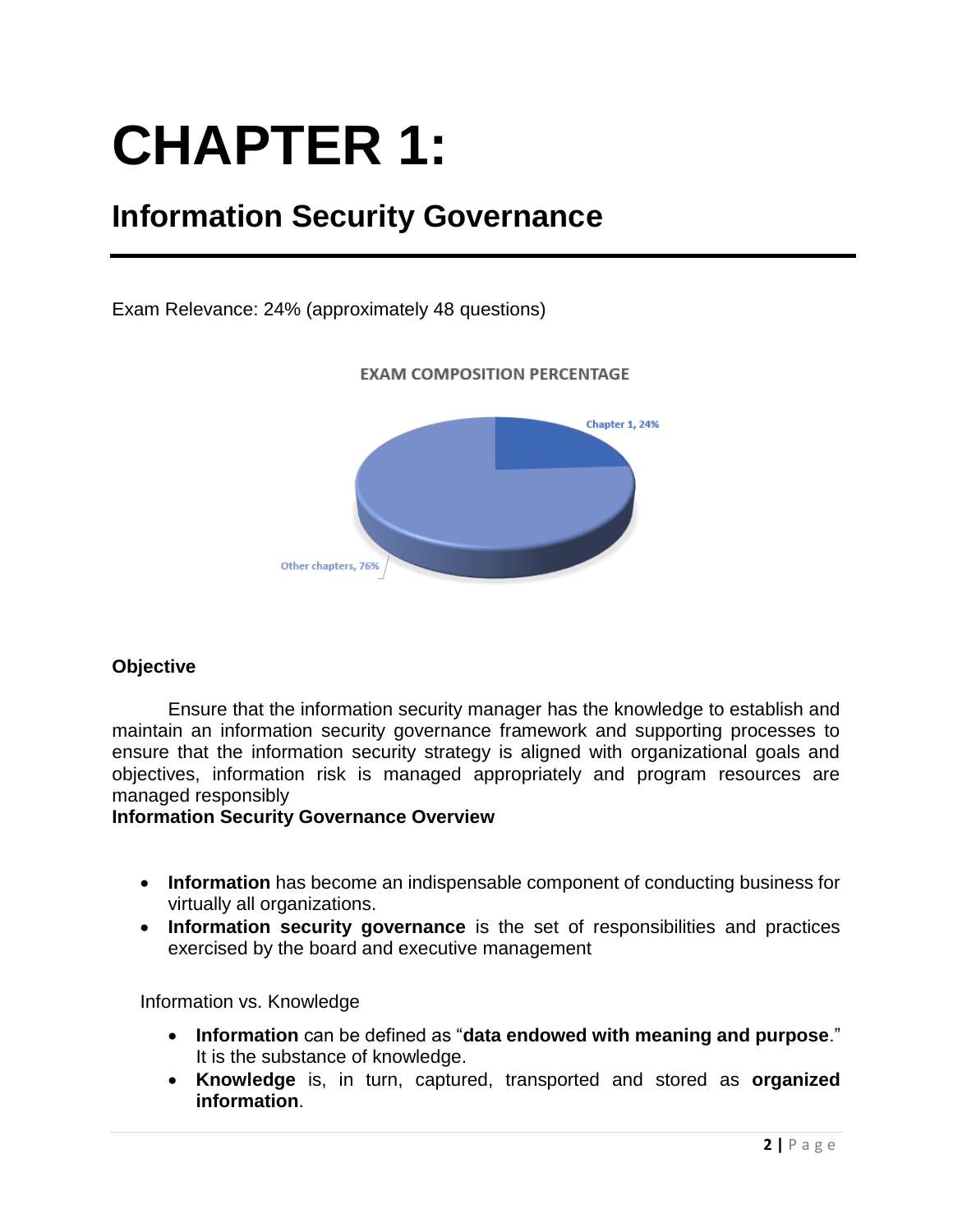# CHAPTER 1:

## Information Security Governance

Exam Relevance: 24% (approximately 48 questions)

EXAM COMPOSITION PERCENTAGE

Chapter 1, 24%

Other chapters, 76%

**Objective**

Ensure that the information security manager has the knowledge to establish and maintain an information security governance framework and supporting processes to ensure that the information security strategy is aligned with organizational goals and objectives, information risk is managed appropriately and program resources are managed responsibly

**Information Security Governance Overview**

- **Information** has become an indispensable component of conducting business for virtually all organizations.
- **Information security governance** is the set of responsibilities and practices exercised by the board and executive management

Information vs. Knowledge

- **Information** can be defined as "**data endowed with meaning and purpose**." It is the substance of knowledge.
- **Knowledge** is, in turn, captured, transported and stored as **organized information**.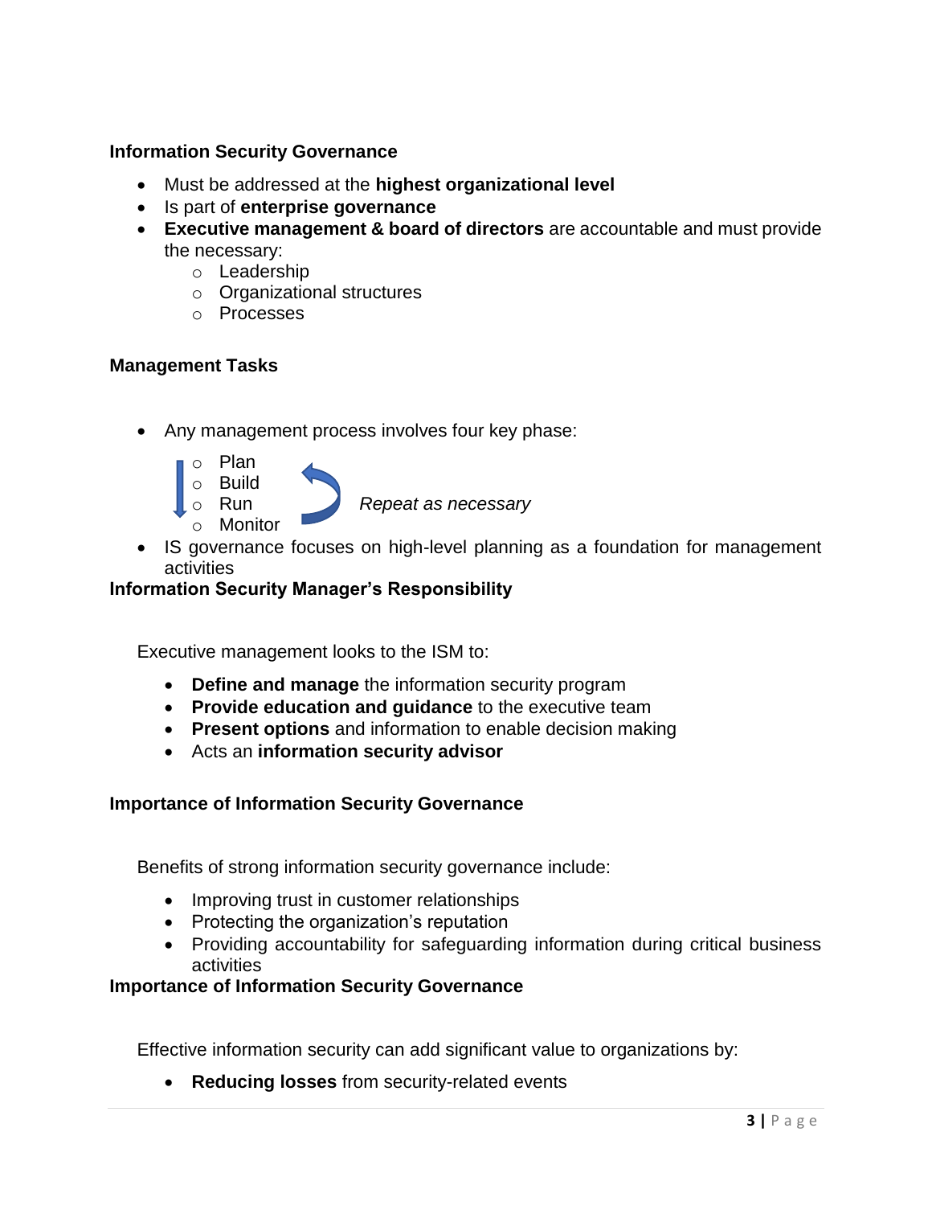**Information Security Governance**

- Must be addressed at the **highest organizational level**
- Is part of **enterprise governance**
- **Executive management & board of directors** are accountable and must provide the necessary:
  - Leadership
  - Organizational structures
  - Processes

**Management Tasks**

- Any management process involves four key phase:
  - Plan
  - Build
  - Run
  - Monitor

  *Repeat as necessary*
- IS governance focuses on high-level planning as a foundation for management activities

**Information Security Manager's Responsibility**

Executive management looks to the ISM to:

- **Define and manage** the information security program
- **Provide education and guidance** to the executive team
- **Present options** and information to enable decision making
- Acts an **information security advisor**

**Importance of Information Security Governance**

Benefits of strong information security governance include:

- Improving trust in customer relationships
- Protecting the organization's reputation
- Providing accountability for safeguarding information during critical business activities

**Importance of Information Security Governance**

Effective information security can add significant value to organizations by:

- **Reducing losses** from security-related events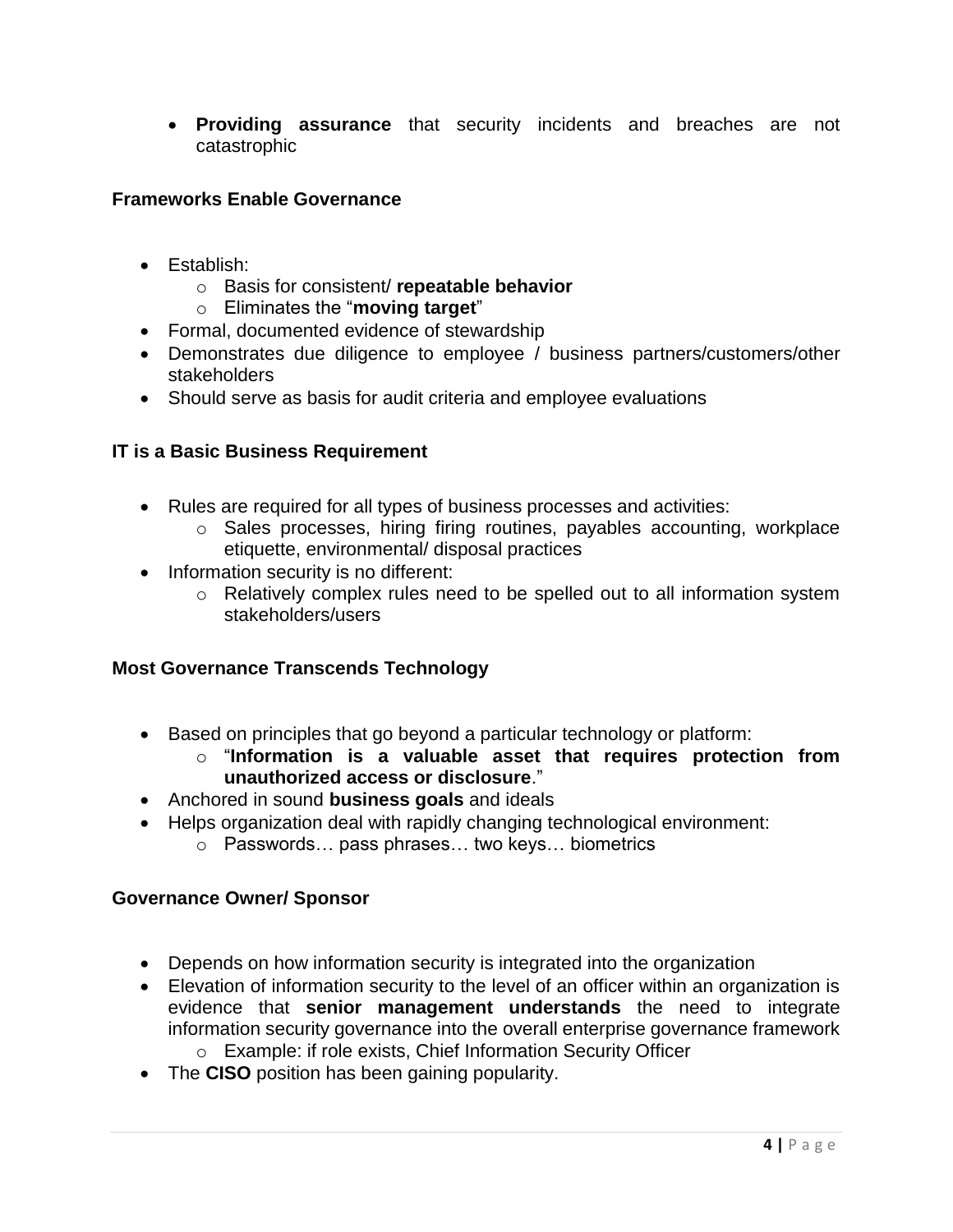- **Providing assurance** that security incidents and breaches are not catastrophic

**Frameworks Enable Governance**

- Establish:
    - Basis for consistent/ **repeatable behavior**
    - Eliminates the "**moving target**"
- Formal, documented evidence of stewardship
- Demonstrates due diligence to employee / business partners/customers/other stakeholders
- Should serve as basis for audit criteria and employee evaluations

**IT is a Basic Business Requirement**

- Rules are required for all types of business processes and activities:
    - Sales processes, hiring firing routines, payables accounting, workplace etiquette, environmental/ disposal practices
- Information security is no different:
    - Relatively complex rules need to be spelled out to all information system stakeholders/users

**Most Governance Transcends Technology**

- Based on principles that go beyond a particular technology or platform:
    - "**Information is a valuable asset that requires protection from unauthorized access or disclosure**."
- Anchored in sound **business goals** and ideals
- Helps organization deal with rapidly changing technological environment:
    - Passwords… pass phrases… two keys… biometrics

**Governance Owner/ Sponsor**

- Depends on how information security is integrated into the organization
- Elevation of information security to the level of an officer within an organization is evidence that **senior management understands** the need to integrate information security governance into the overall enterprise governance framework
    - Example: if role exists, Chief Information Security Officer
- The **CISO** position has been gaining popularity.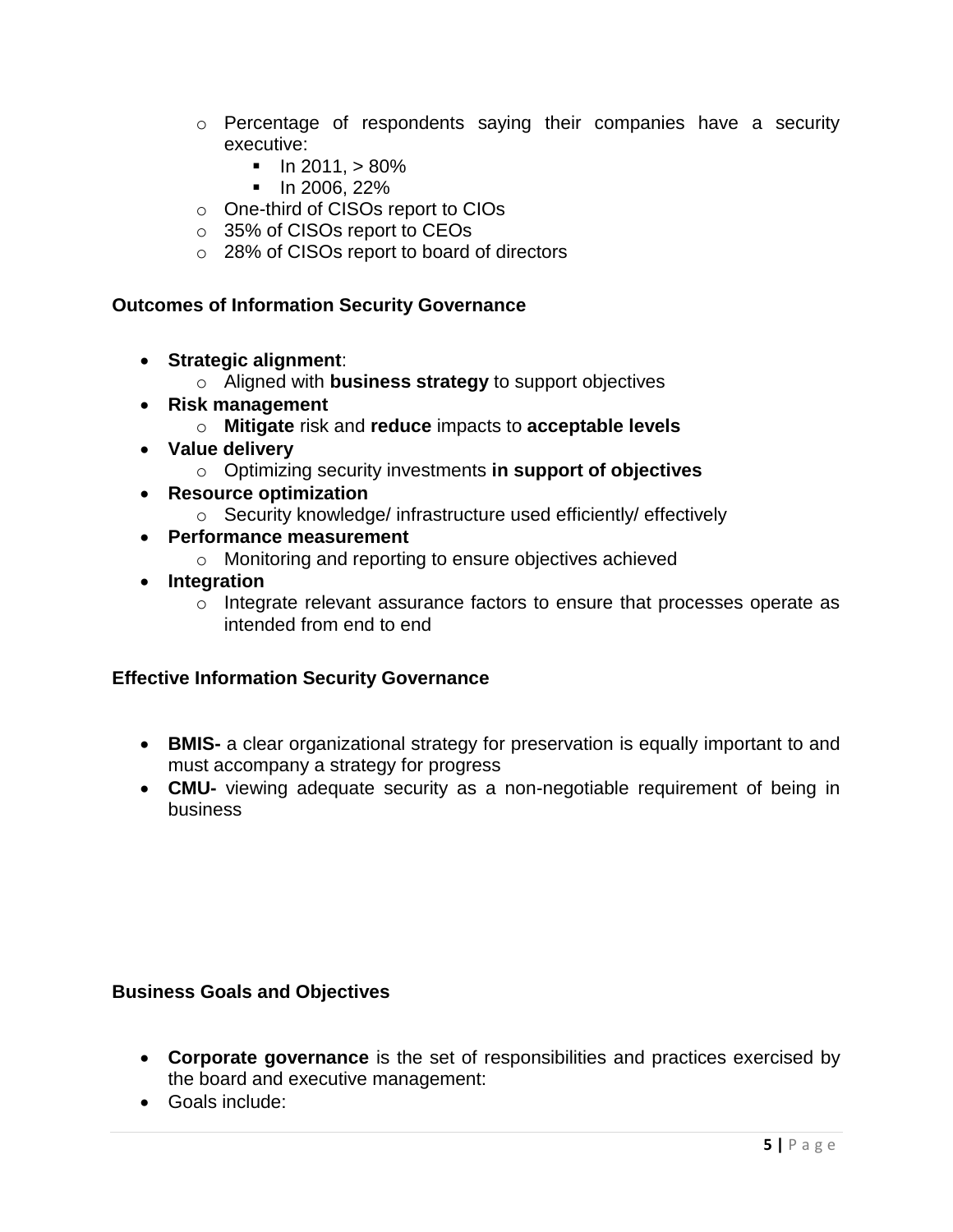- Percentage of respondents saying their companies have a security executive:
  - In 2011, > 80%
  - In 2006, 22%
- One-third of CISOs report to CIOs
- 35% of CISOs report to CEOs
- 28% of CISOs report to board of directors

**Outcomes of Information Security Governance**

- **Strategic alignment**:
  - Aligned with **business strategy** to support objectives
- **Risk management**
  - **Mitigate** risk and **reduce** impacts to **acceptable levels**
- **Value delivery**
  - Optimizing security investments **in support of objectives**
- **Resource optimization**
  - Security knowledge/ infrastructure used efficiently/ effectively
- **Performance measurement**
  - Monitoring and reporting to ensure objectives achieved
- **Integration**
  - Integrate relevant assurance factors to ensure that processes operate as intended from end to end

**Effective Information Security Governance**

- **BMIS-** a clear organizational strategy for preservation is equally important to and must accompany a strategy for progress
- **CMU-** viewing adequate security as a non-negotiable requirement of being in business

**Business Goals and Objectives**

- **Corporate governance** is the set of responsibilities and practices exercised by the board and executive management:
- Goals include: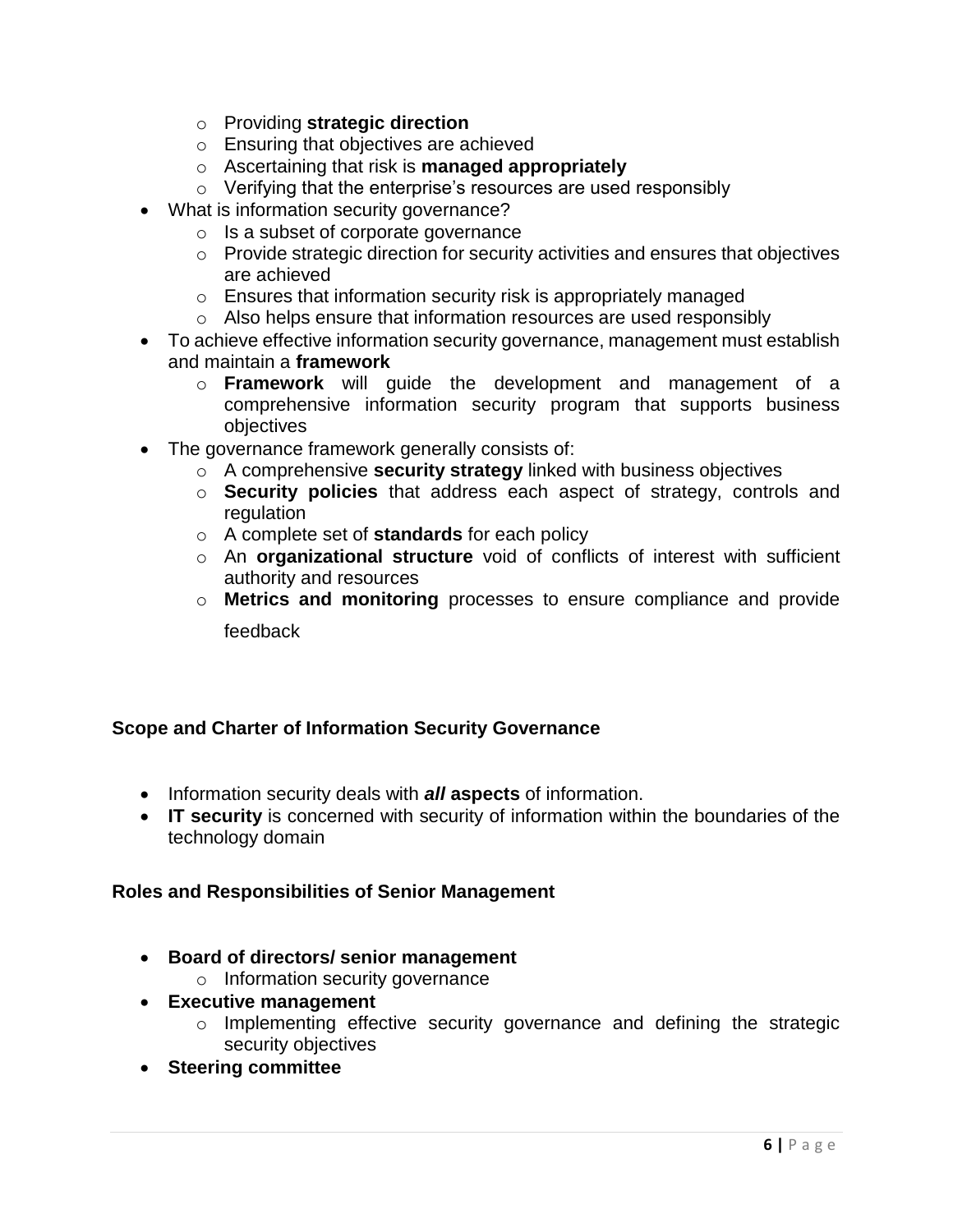- Providing **strategic direction**
    - Ensuring that objectives are achieved
    - Ascertaining that risk is **managed appropriately**
    - Verifying that the enterprise's resources are used responsibly
- What is information security governance?
    - Is a subset of corporate governance
    - Provide strategic direction for security activities and ensures that objectives are achieved
    - Ensures that information security risk is appropriately managed
    - Also helps ensure that information resources are used responsibly
- To achieve effective information security governance, management must establish and maintain a **framework**
    - **Framework** will guide the development and management of a comprehensive information security program that supports business objectives
- The governance framework generally consists of:
    - A comprehensive **security strategy** linked with business objectives
    - **Security policies** that address each aspect of strategy, controls and regulation
    - A complete set of **standards** for each policy
    - An **organizational structure** void of conflicts of interest with sufficient authority and resources
    - **Metrics and monitoring** processes to ensure compliance and provide feedback

### Scope and Charter of Information Security Governance

- Information security deals with ***all* aspects** of information.
- **IT security** is concerned with security of information within the boundaries of the technology domain

### Roles and Responsibilities of Senior Management

- **Board of directors/ senior management**
    - Information security governance
- **Executive management**
    - Implementing effective security governance and defining the strategic security objectives
- **Steering committee**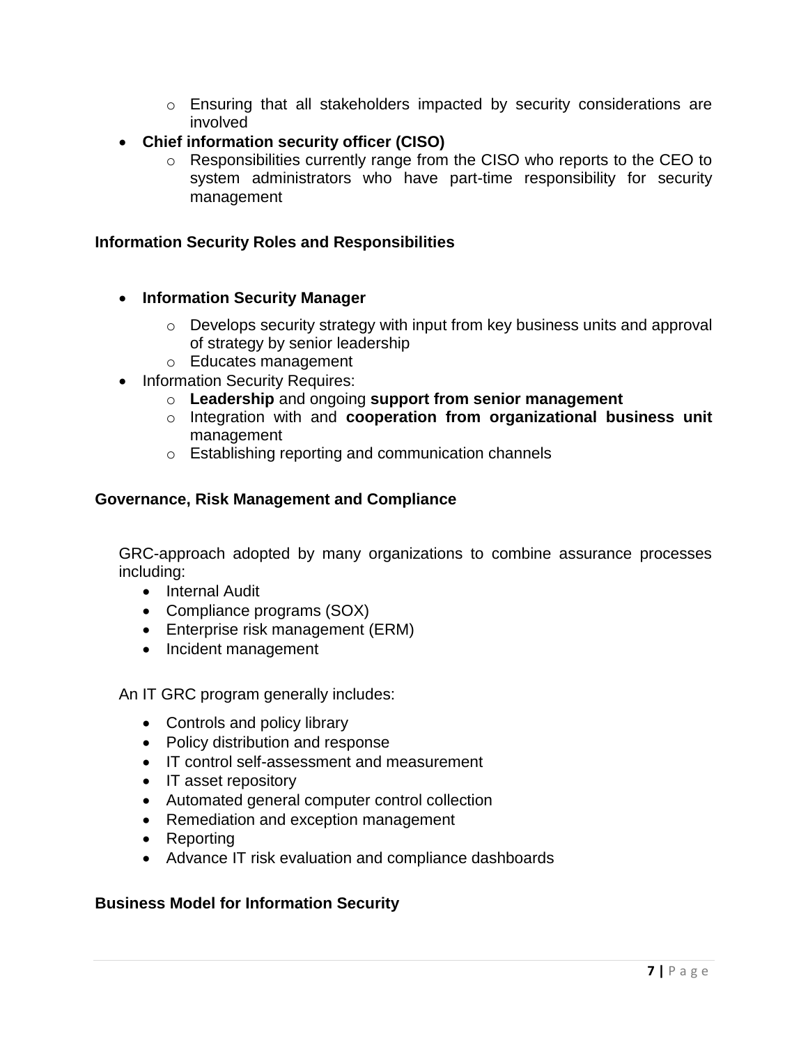- Ensuring that all stakeholders impacted by security considerations are involved
- **Chief information security officer (CISO)**
    - Responsibilities currently range from the CISO who reports to the CEO to system administrators who have part-time responsibility for security management

### Information Security Roles and Responsibilities

- **Information Security Manager**
    - Develops security strategy with input from key business units and approval of strategy by senior leadership
    - Educates management
- Information Security Requires:
    - **Leadership** and ongoing **support from senior management**
    - Integration with and **cooperation from organizational business unit** management
    - Establishing reporting and communication channels

### Governance, Risk Management and Compliance

GRC-approach adopted by many organizations to combine assurance processes including:

- Internal Audit
- Compliance programs (SOX)
- Enterprise risk management (ERM)
- Incident management

An IT GRC program generally includes:

- Controls and policy library
- Policy distribution and response
- IT control self-assessment and measurement
- IT asset repository
- Automated general computer control collection
- Remediation and exception management
- Reporting
- Advance IT risk evaluation and compliance dashboards

### Business Model for Information Security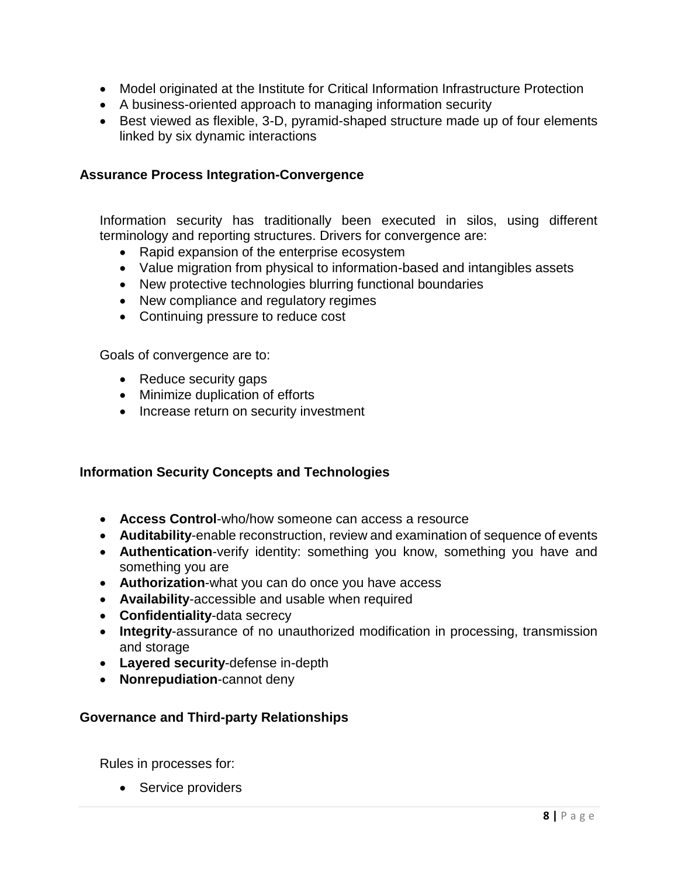- Model originated at the Institute for Critical Information Infrastructure Protection
- A business-oriented approach to managing information security
- Best viewed as flexible, 3-D, pyramid-shaped structure made up of four elements linked by six dynamic interactions

### Assurance Process Integration-Convergence

Information security has traditionally been executed in silos, using different terminology and reporting structures. Drivers for convergence are:

- Rapid expansion of the enterprise ecosystem
- Value migration from physical to information-based and intangibles assets
- New protective technologies blurring functional boundaries
- New compliance and regulatory regimes
- Continuing pressure to reduce cost

Goals of convergence are to:

- Reduce security gaps
- Minimize duplication of efforts
- Increase return on security investment

### Information Security Concepts and Technologies

- **Access Control**-who/how someone can access a resource
- **Auditability**-enable reconstruction, review and examination of sequence of events
- **Authentication**-verify identity: something you know, something you have and something you are
- **Authorization**-what you can do once you have access
- **Availability**-accessible and usable when required
- **Confidentiality**-data secrecy
- **Integrity**-assurance of no unauthorized modification in processing, transmission and storage
- **Layered security**-defense in-depth
- **Nonrepudiation**-cannot deny

### Governance and Third-party Relationships

Rules in processes for:

- Service providers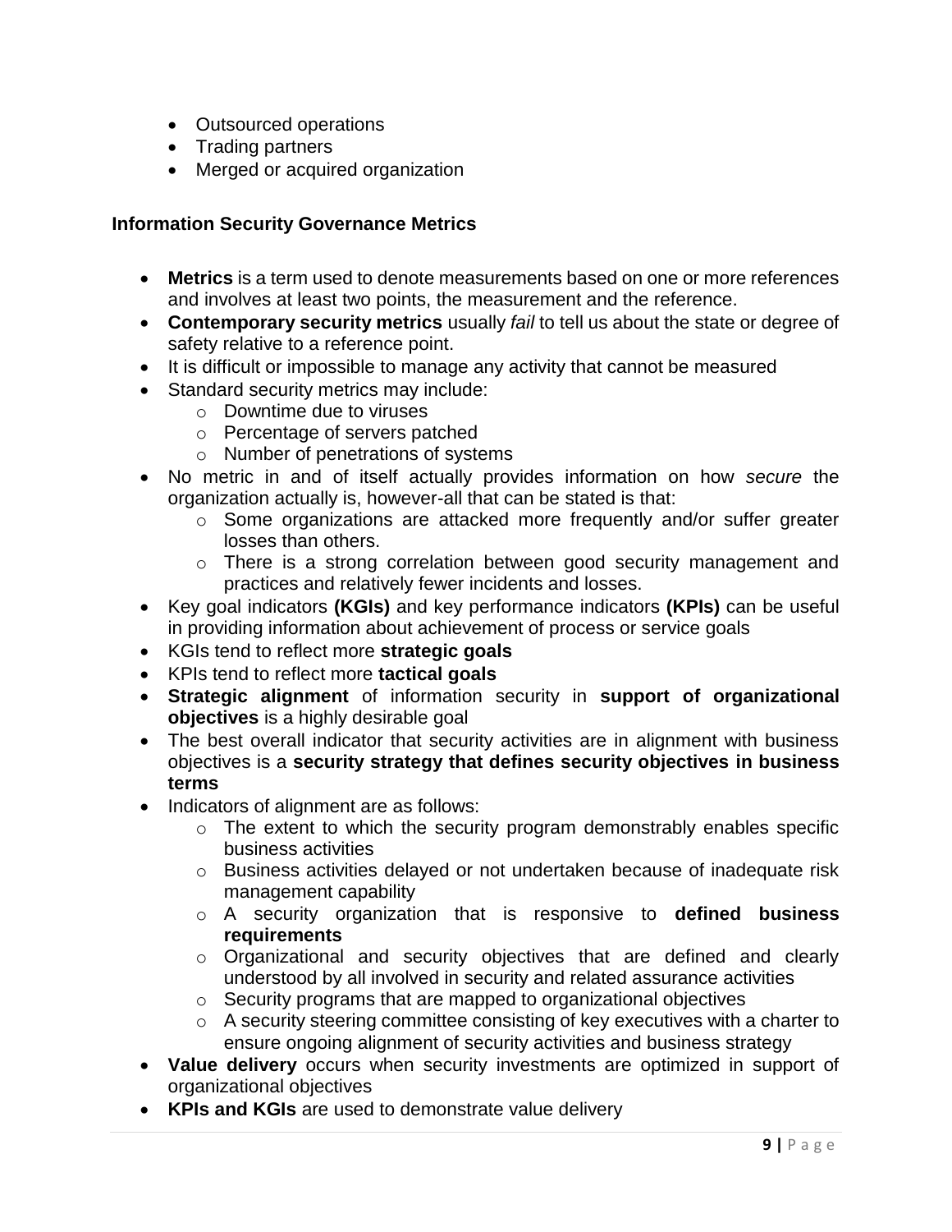- Outsourced operations
- Trading partners
- Merged or acquired organization

### Information Security Governance Metrics

- **Metrics** is a term used to denote measurements based on one or more references and involves at least two points, the measurement and the reference.
- **Contemporary security metrics** usually *fail* to tell us about the state or degree of safety relative to a reference point.
- It is difficult or impossible to manage any activity that cannot be measured
- Standard security metrics may include:
    - Downtime due to viruses
    - Percentage of servers patched
    - Number of penetrations of systems
- No metric in and of itself actually provides information on how *secure* the organization actually is, however-all that can be stated is that:
    - Some organizations are attacked more frequently and/or suffer greater losses than others.
    - There is a strong correlation between good security management and practices and relatively fewer incidents and losses.
- Key goal indicators **(KGIs)** and key performance indicators **(KPIs)** can be useful in providing information about achievement of process or service goals
- KGIs tend to reflect more **strategic goals**
- KPIs tend to reflect more **tactical goals**
- **Strategic alignment** of information security in **support of organizational objectives** is a highly desirable goal
- The best overall indicator that security activities are in alignment with business objectives is a **security strategy that defines security objectives in business terms**
- Indicators of alignment are as follows:
    - The extent to which the security program demonstrably enables specific business activities
    - Business activities delayed or not undertaken because of inadequate risk management capability
    - A security organization that is responsive to **defined business requirements**
    - Organizational and security objectives that are defined and clearly understood by all involved in security and related assurance activities
    - Security programs that are mapped to organizational objectives
    - A security steering committee consisting of key executives with a charter to ensure ongoing alignment of security activities and business strategy
- **Value delivery** occurs when security investments are optimized in support of organizational objectives
- **KPIs and KGIs** are used to demonstrate value delivery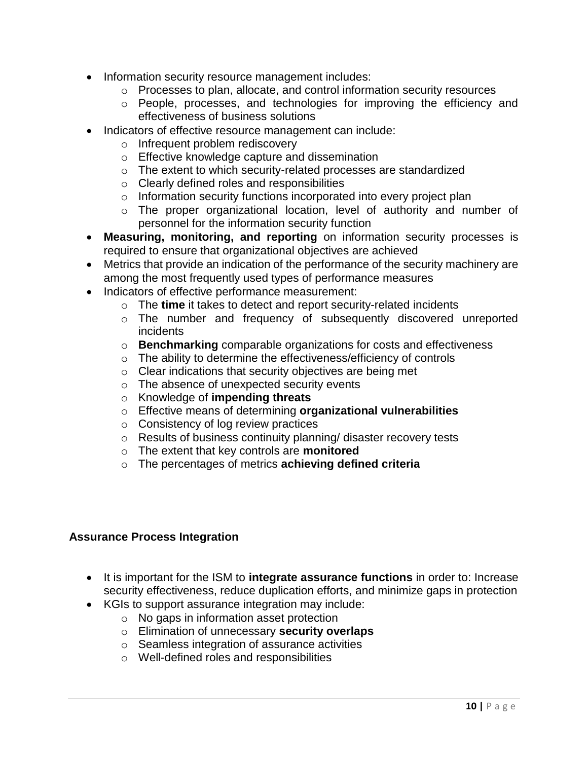- Information security resource management includes:
    - Processes to plan, allocate, and control information security resources
    - People, processes, and technologies for improving the efficiency and effectiveness of business solutions
- Indicators of effective resource management can include:
    - Infrequent problem rediscovery
    - Effective knowledge capture and dissemination
    - The extent to which security-related processes are standardized
    - Clearly defined roles and responsibilities
    - Information security functions incorporated into every project plan
    - The proper organizational location, level of authority and number of personnel for the information security function
- **Measuring, monitoring, and reporting** on information security processes is required to ensure that organizational objectives are achieved
- Metrics that provide an indication of the performance of the security machinery are among the most frequently used types of performance measures
- Indicators of effective performance measurement:
    - The **time** it takes to detect and report security-related incidents
    - The number and frequency of subsequently discovered unreported incidents
    - **Benchmarking** comparable organizations for costs and effectiveness
    - The ability to determine the effectiveness/efficiency of controls
    - Clear indications that security objectives are being met
    - The absence of unexpected security events
    - Knowledge of **impending threats**
    - Effective means of determining **organizational vulnerabilities**
    - Consistency of log review practices
    - Results of business continuity planning/ disaster recovery tests
    - The extent that key controls are **monitored**
    - The percentages of metrics **achieving defined criteria**

### Assurance Process Integration

- It is important for the ISM to **integrate assurance functions** in order to: Increase security effectiveness, reduce duplication efforts, and minimize gaps in protection
- KGIs to support assurance integration may include:
    - No gaps in information asset protection
    - Elimination of unnecessary **security overlaps**
    - Seamless integration of assurance activities
    - Well-defined roles and responsibilities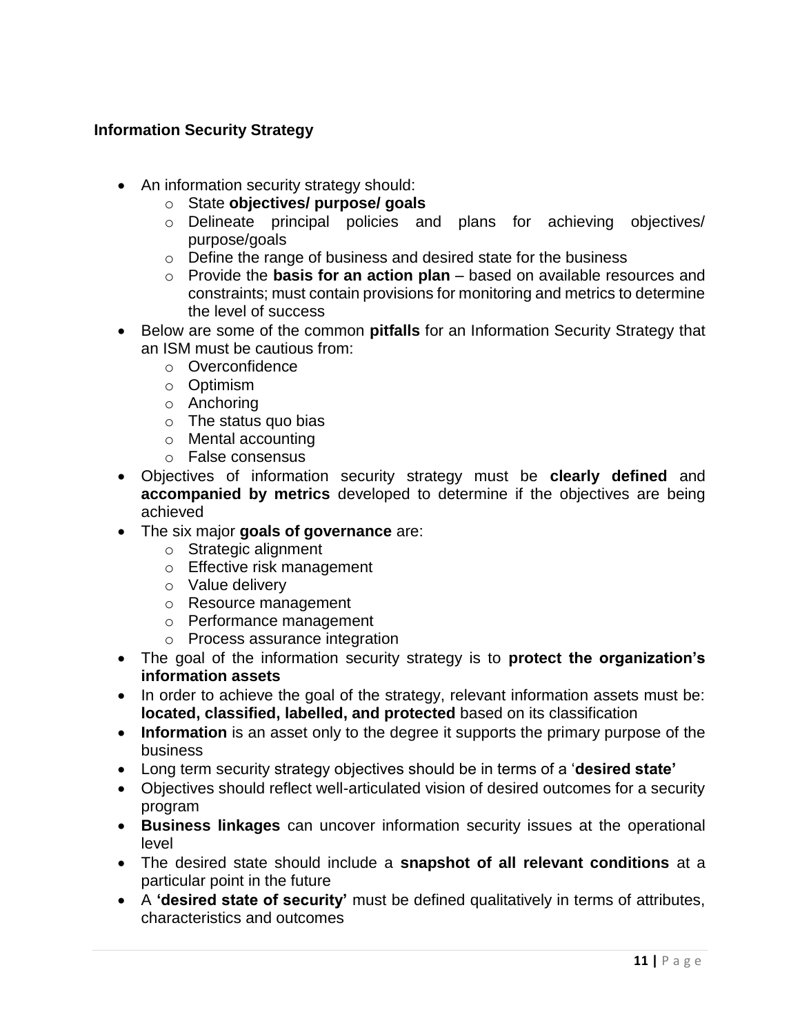**Information Security Strategy**

- An information security strategy should:
    - State **objectives/ purpose/ goals**
    - Delineate principal policies and plans for achieving objectives/ purpose/goals
    - Define the range of business and desired state for the business
    - Provide the **basis for an action plan** – based on available resources and constraints; must contain provisions for monitoring and metrics to determine the level of success
- Below are some of the common **pitfalls** for an Information Security Strategy that an ISM must be cautious from:
    - Overconfidence
    - Optimism
    - Anchoring
    - The status quo bias
    - Mental accounting
    - False consensus
- Objectives of information security strategy must be **clearly defined** and **accompanied by metrics** developed to determine if the objectives are being achieved
- The six major **goals of governance** are:
    - Strategic alignment
    - Effective risk management
    - Value delivery
    - Resource management
    - Performance management
    - Process assurance integration
- The goal of the information security strategy is to **protect the organization's information assets**
- In order to achieve the goal of the strategy, relevant information assets must be: **located, classified, labelled, and protected** based on its classification
- **Information** is an asset only to the degree it supports the primary purpose of the business
- Long term security strategy objectives should be in terms of a '**desired state'**
- Objectives should reflect well-articulated vision of desired outcomes for a security program
- **Business linkages** can uncover information security issues at the operational level
- The desired state should include a **snapshot of all relevant conditions** at a particular point in the future
- A **'desired state of security'** must be defined qualitatively in terms of attributes, characteristics and outcomes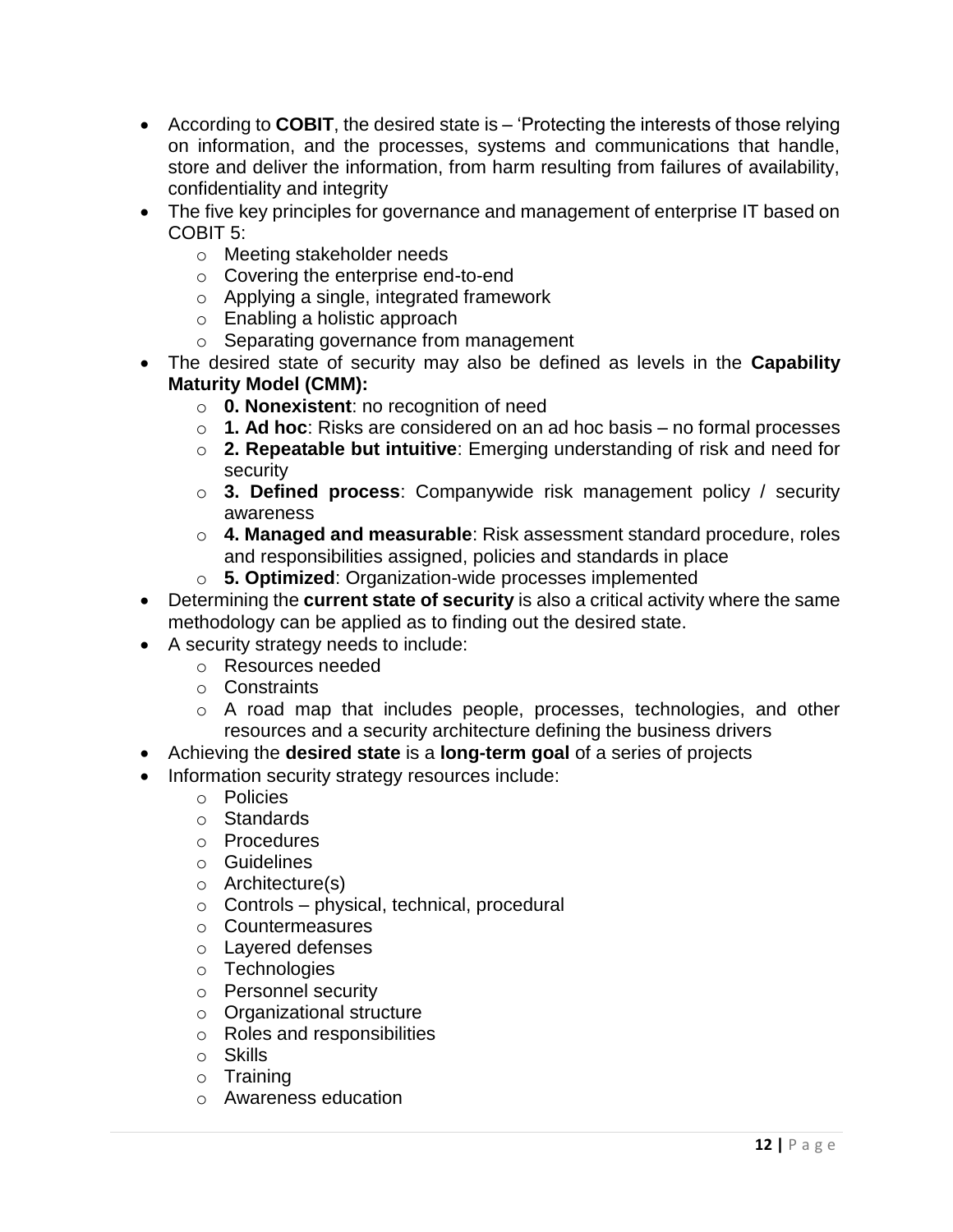- According to **COBIT**, the desired state is – 'Protecting the interests of those relying on information, and the processes, systems and communications that handle, store and deliver the information, from harm resulting from failures of availability, confidentiality and integrity
- The five key principles for governance and management of enterprise IT based on COBIT 5:
    - Meeting stakeholder needs
    - Covering the enterprise end-to-end
    - Applying a single, integrated framework
    - Enabling a holistic approach
    - Separating governance from management
- The desired state of security may also be defined as levels in the **Capability Maturity Model (CMM):**
    - **0. Nonexistent**: no recognition of need
    - **1. Ad hoc**: Risks are considered on an ad hoc basis – no formal processes
    - **2. Repeatable but intuitive**: Emerging understanding of risk and need for security
    - **3. Defined process**: Companywide risk management policy / security awareness
    - **4. Managed and measurable**: Risk assessment standard procedure, roles and responsibilities assigned, policies and standards in place
    - **5. Optimized**: Organization-wide processes implemented
- Determining the **current state of security** is also a critical activity where the same methodology can be applied as to finding out the desired state.
- A security strategy needs to include:
    - Resources needed
    - Constraints
    - A road map that includes people, processes, technologies, and other resources and a security architecture defining the business drivers
- Achieving the **desired state** is a **long-term goal** of a series of projects
- Information security strategy resources include:
    - Policies
    - Standards
    - Procedures
    - Guidelines
    - Architecture(s)
    - Controls – physical, technical, procedural
    - Countermeasures
    - Layered defenses
    - Technologies
    - Personnel security
    - Organizational structure
    - Roles and responsibilities
    - Skills
    - Training
    - Awareness education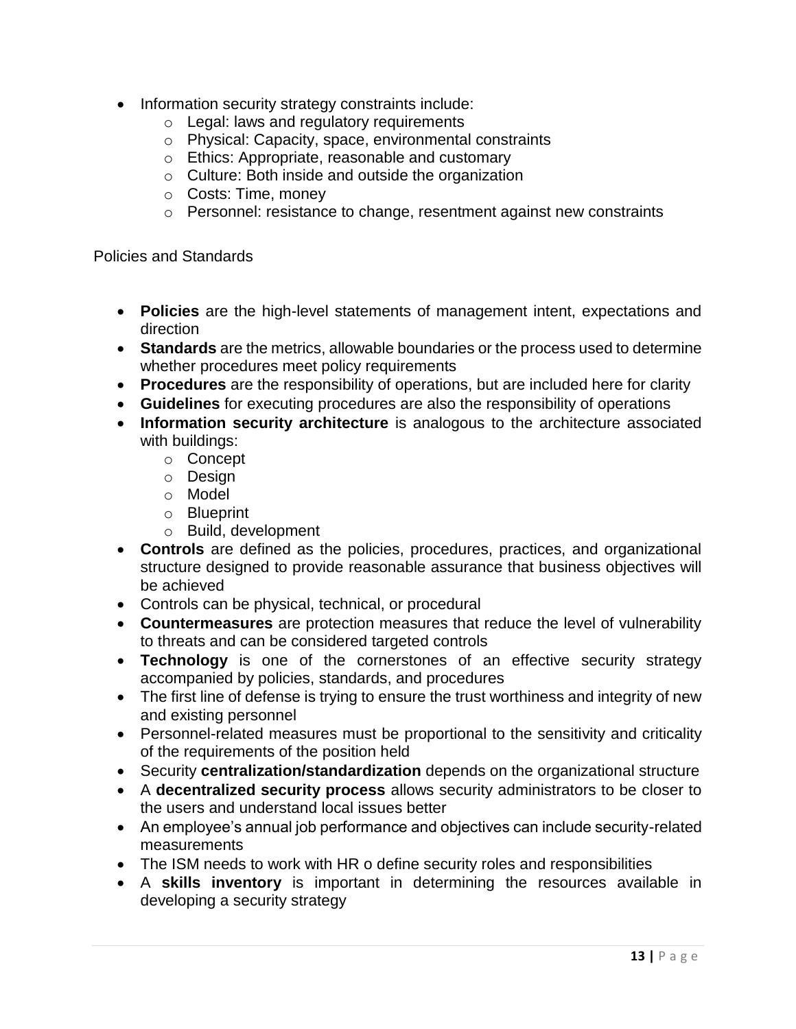- Information security strategy constraints include:
    - Legal: laws and regulatory requirements
    - Physical: Capacity, space, environmental constraints
    - Ethics: Appropriate, reasonable and customary
    - Culture: Both inside and outside the organization
    - Costs: Time, money
    - Personnel: resistance to change, resentment against new constraints

Policies and Standards

- **Policies** are the high-level statements of management intent, expectations and direction
- **Standards** are the metrics, allowable boundaries or the process used to determine whether procedures meet policy requirements
- **Procedures** are the responsibility of operations, but are included here for clarity
- **Guidelines** for executing procedures are also the responsibility of operations
- **Information security architecture** is analogous to the architecture associated with buildings:
    - Concept
    - Design
    - Model
    - Blueprint
    - Build, development
- **Controls** are defined as the policies, procedures, practices, and organizational structure designed to provide reasonable assurance that business objectives will be achieved
- Controls can be physical, technical, or procedural
- **Countermeasures** are protection measures that reduce the level of vulnerability to threats and can be considered targeted controls
- **Technology** is one of the cornerstones of an effective security strategy accompanied by policies, standards, and procedures
- The first line of defense is trying to ensure the trust worthiness and integrity of new and existing personnel
- Personnel-related measures must be proportional to the sensitivity and criticality of the requirements of the position held
- Security **centralization/standardization** depends on the organizational structure
- A **decentralized security process** allows security administrators to be closer to the users and understand local issues better
- An employee's annual job performance and objectives can include security-related measurements
- The ISM needs to work with HR o define security roles and responsibilities
- A **skills inventory** is important in determining the resources available in developing a security strategy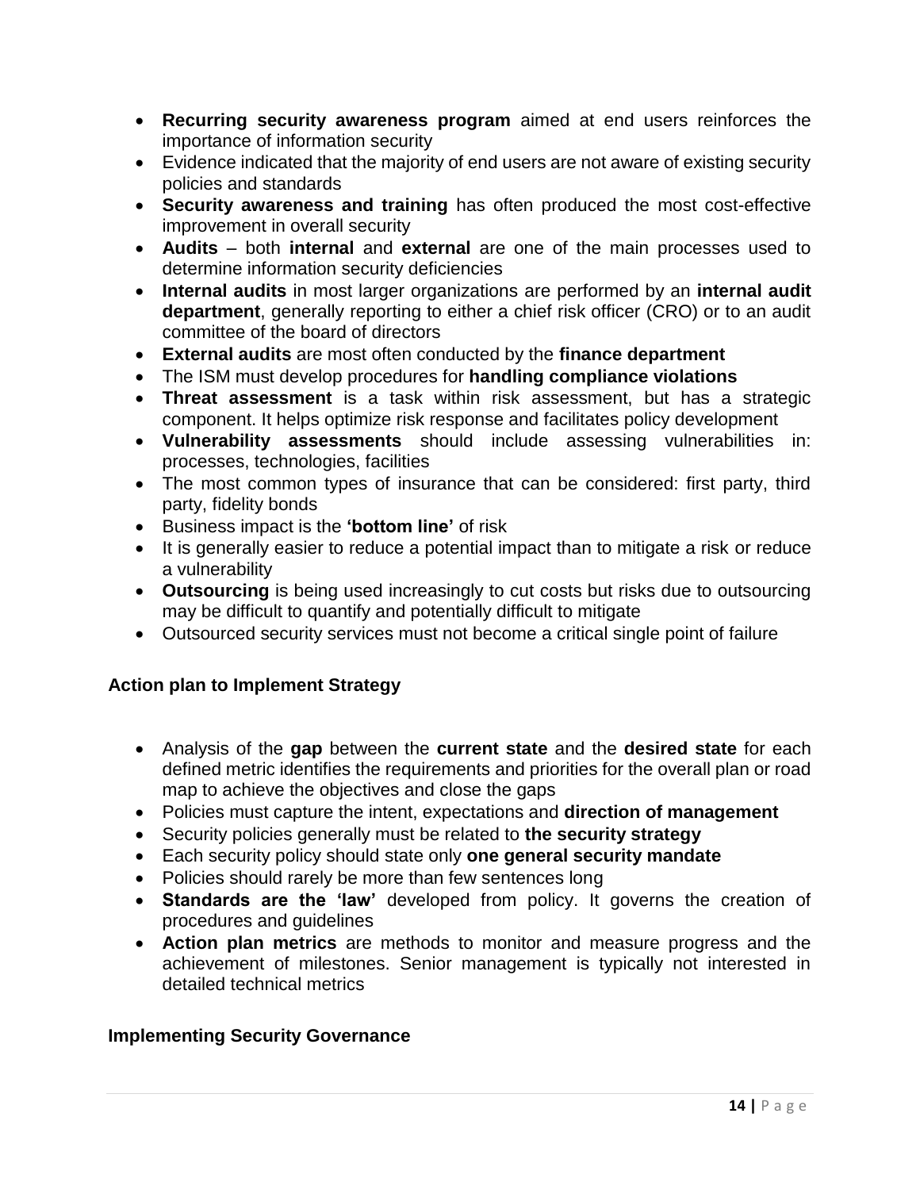- **Recurring security awareness program** aimed at end users reinforces the importance of information security
- Evidence indicated that the majority of end users are not aware of existing security policies and standards
- **Security awareness and training** has often produced the most cost-effective improvement in overall security
- **Audits** – both **internal** and **external** are one of the main processes used to determine information security deficiencies
- **Internal audits** in most larger organizations are performed by an **internal audit department**, generally reporting to either a chief risk officer (CRO) or to an audit committee of the board of directors
- **External audits** are most often conducted by the **finance department**
- The ISM must develop procedures for **handling compliance violations**
- **Threat assessment** is a task within risk assessment, but has a strategic component. It helps optimize risk response and facilitates policy development
- **Vulnerability assessments** should include assessing vulnerabilities in: processes, technologies, facilities
- The most common types of insurance that can be considered: first party, third party, fidelity bonds
- Business impact is the **'bottom line'** of risk
- It is generally easier to reduce a potential impact than to mitigate a risk or reduce a vulnerability
- **Outsourcing** is being used increasingly to cut costs but risks due to outsourcing may be difficult to quantify and potentially difficult to mitigate
- Outsourced security services must not become a critical single point of failure

### Action plan to Implement Strategy

- Analysis of the **gap** between the **current state** and the **desired state** for each defined metric identifies the requirements and priorities for the overall plan or road map to achieve the objectives and close the gaps
- Policies must capture the intent, expectations and **direction of management**
- Security policies generally must be related to **the security strategy**
- Each security policy should state only **one general security mandate**
- Policies should rarely be more than few sentences long
- **Standards are the 'law'** developed from policy. It governs the creation of procedures and guidelines
- **Action plan metrics** are methods to monitor and measure progress and the achievement of milestones. Senior management is typically not interested in detailed technical metrics

### Implementing Security Governance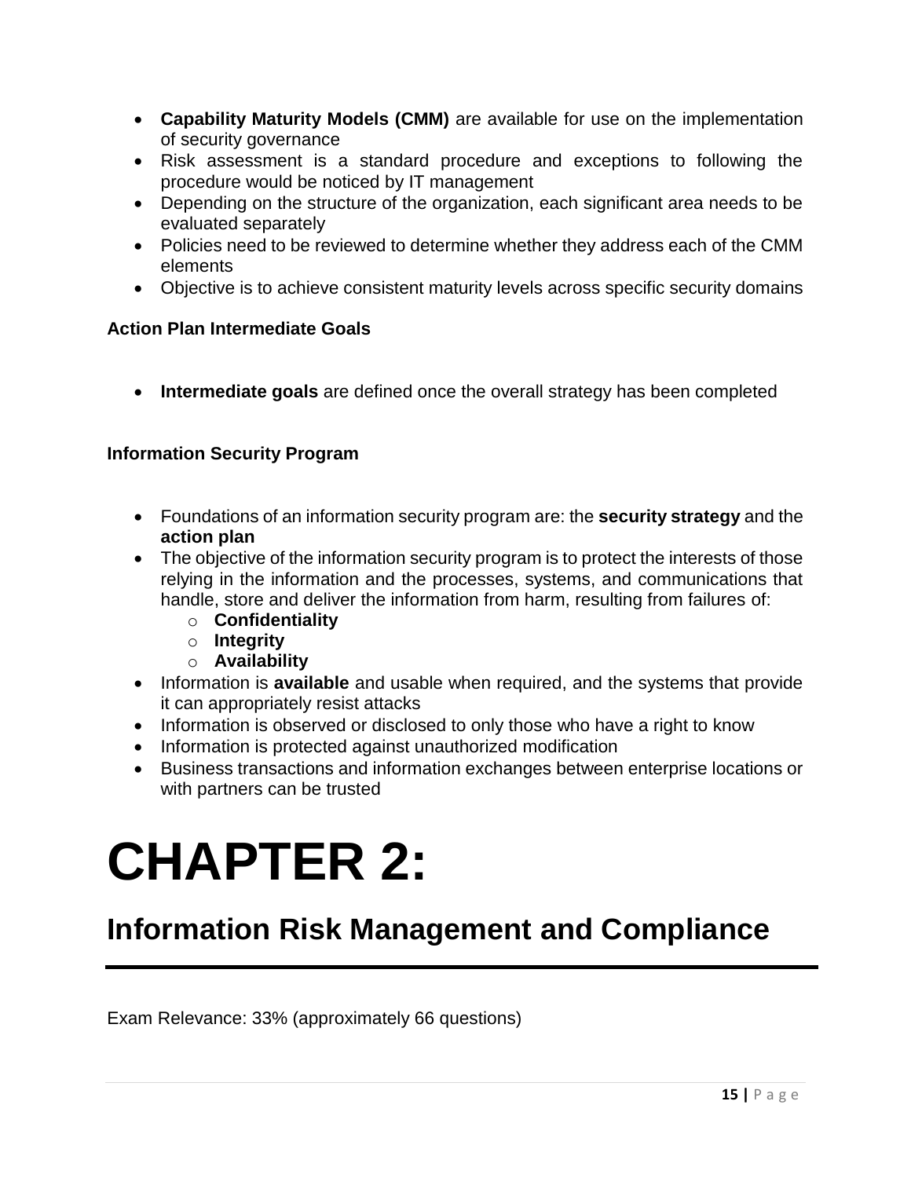- **Capability Maturity Models (CMM)** are available for use on the implementation of security governance
- Risk assessment is a standard procedure and exceptions to following the procedure would be noticed by IT management
- Depending on the structure of the organization, each significant area needs to be evaluated separately
- Policies need to be reviewed to determine whether they address each of the CMM elements
- Objective is to achieve consistent maturity levels across specific security domains

### Action Plan Intermediate Goals

- **Intermediate goals** are defined once the overall strategy has been completed

### Information Security Program

- Foundations of an information security program are: the **security strategy** and the **action plan**
- The objective of the information security program is to protect the interests of those relying in the information and the processes, systems, and communications that handle, store and deliver the information from harm, resulting from failures of:
  - **Confidentiality**
  - **Integrity**
  - **Availability**
- Information is **available** and usable when required, and the systems that provide it can appropriately resist attacks
- Information is observed or disclosed to only those who have a right to know
- Information is protected against unauthorized modification
- Business transactions and information exchanges between enterprise locations or with partners can be trusted

# CHAPTER 2:

## Information Risk Management and Compliance

Exam Relevance: 33% (approximately 66 questions)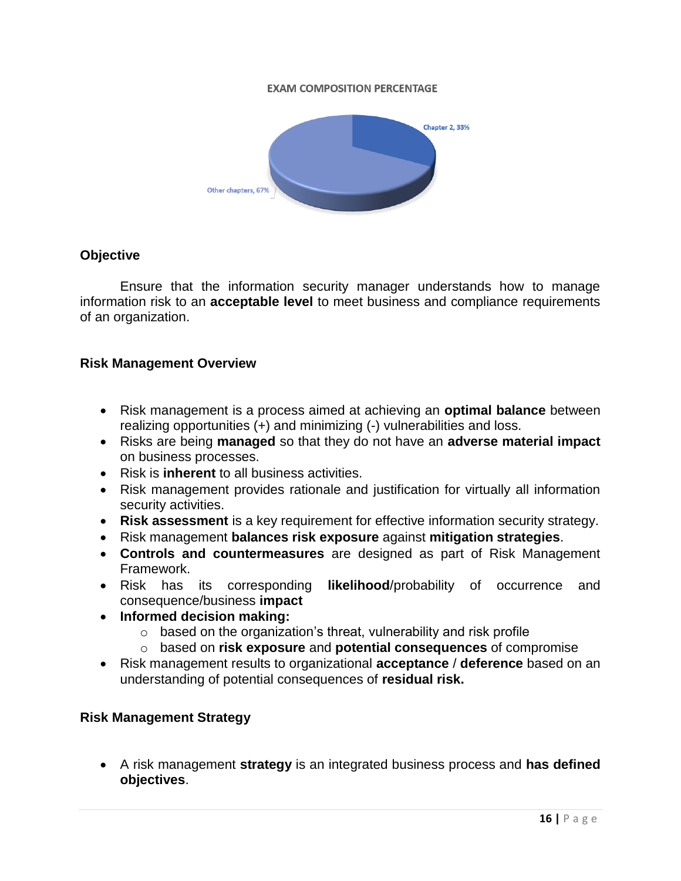**EXAM COMPOSITION PERCENTAGE**

Chapter 2, 33%

Other chapters, 67%

## Objective

Ensure that the information security manager understands how to manage information risk to an **acceptable level** to meet business and compliance requirements of an organization.

## Risk Management Overview

- Risk management is a process aimed at achieving an **optimal balance** between realizing opportunities (+) and minimizing (-) vulnerabilities and loss.
- Risks are being **managed** so that they do not have an **adverse material impact** on business processes.
- Risk is **inherent** to all business activities.
- Risk management provides rationale and justification for virtually all information security activities.
- **Risk assessment** is a key requirement for effective information security strategy.
- Risk management **balances risk exposure** against **mitigation strategies**.
- **Controls and countermeasures** are designed as part of Risk Management Framework.
- Risk has its corresponding **likelihood**/probability of occurrence and consequence/business **impact**
- **Informed decision making:**
  - based on the organization's threat, vulnerability and risk profile
  - based on **risk exposure** and **potential consequences** of compromise
- Risk management results to organizational **acceptance** / **deference** based on an understanding of potential consequences of **residual risk.**

## Risk Management Strategy

- A risk management **strategy** is an integrated business process and **has defined objectives**.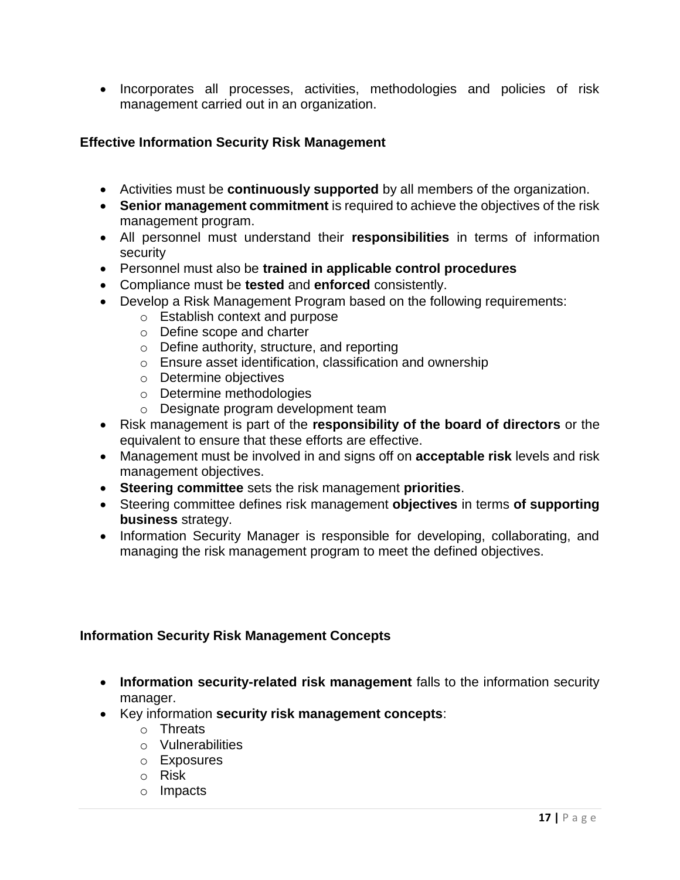- Incorporates all processes, activities, methodologies and policies of risk management carried out in an organization.

### Effective Information Security Risk Management

- Activities must be **continuously supported** by all members of the organization.
- **Senior management commitment** is required to achieve the objectives of the risk management program.
- All personnel must understand their **responsibilities** in terms of information security
- Personnel must also be **trained in applicable control procedures**
- Compliance must be **tested** and **enforced** consistently.
- Develop a Risk Management Program based on the following requirements:
  - Establish context and purpose
  - Define scope and charter
  - Define authority, structure, and reporting
  - Ensure asset identification, classification and ownership
  - Determine objectives
  - Determine methodologies
  - Designate program development team
- Risk management is part of the **responsibility of the board of directors** or the equivalent to ensure that these efforts are effective.
- Management must be involved in and signs off on **acceptable risk** levels and risk management objectives.
- **Steering committee** sets the risk management **priorities**.
- Steering committee defines risk management **objectives** in terms **of supporting business** strategy.
- Information Security Manager is responsible for developing, collaborating, and managing the risk management program to meet the defined objectives.

### Information Security Risk Management Concepts

- **Information security-related risk management** falls to the information security manager.
- Key information **security risk management concepts**:
  - Threats
  - Vulnerabilities
  - Exposures
  - Risk
  - Impacts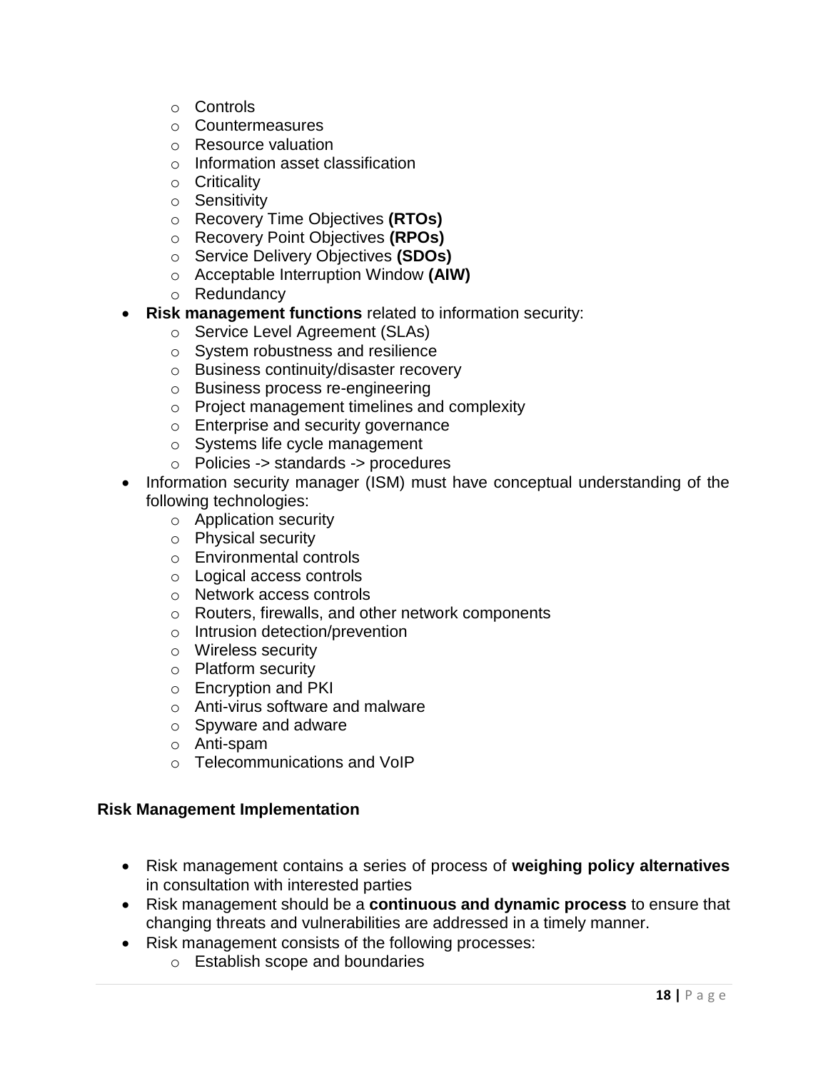- Controls
  - Countermeasures
  - Resource valuation
  - Information asset classification
  - Criticality
  - Sensitivity
  - Recovery Time Objectives **(RTOs)**
  - Recovery Point Objectives **(RPOs)**
  - Service Delivery Objectives **(SDOs)**
  - Acceptable Interruption Window **(AIW)**
  - Redundancy
- **Risk management functions** related to information security:
  - Service Level Agreement (SLAs)
  - System robustness and resilience
  - Business continuity/disaster recovery
  - Business process re-engineering
  - Project management timelines and complexity
  - Enterprise and security governance
  - Systems life cycle management
  - Policies -> standards -> procedures
- Information security manager (ISM) must have conceptual understanding of the following technologies:
  - Application security
  - Physical security
  - Environmental controls
  - Logical access controls
  - Network access controls
  - Routers, firewalls, and other network components
  - Intrusion detection/prevention
  - Wireless security
  - Platform security
  - Encryption and PKI
  - Anti-virus software and malware
  - Spyware and adware
  - Anti-spam
  - Telecommunications and VoIP

**Risk Management Implementation**

- Risk management contains a series of process of **weighing policy alternatives** in consultation with interested parties
- Risk management should be a **continuous and dynamic process** to ensure that changing threats and vulnerabilities are addressed in a timely manner.
- Risk management consists of the following processes:
  - Establish scope and boundaries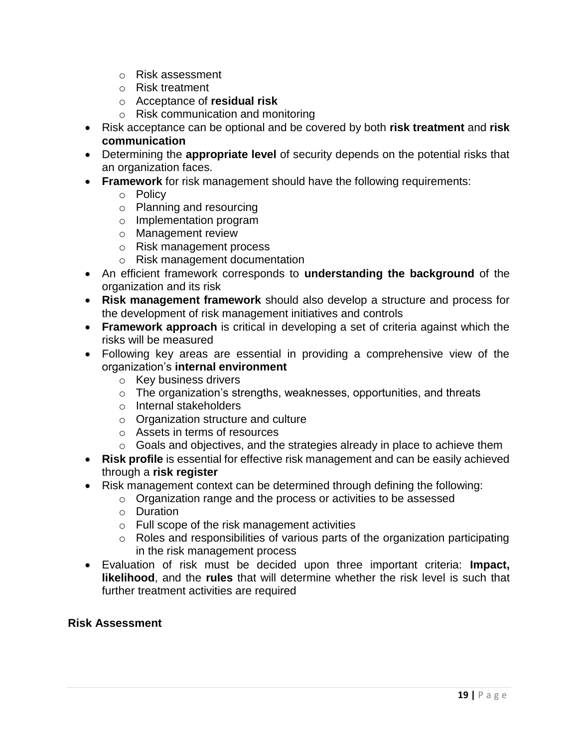- Risk assessment
  - Risk treatment
  - Acceptance of **residual risk**
  - Risk communication and monitoring
- Risk acceptance can be optional and be covered by both **risk treatment** and **risk communication**
- Determining the **appropriate level** of security depends on the potential risks that an organization faces.
- **Framework** for risk management should have the following requirements:
  - Policy
  - Planning and resourcing
  - Implementation program
  - Management review
  - Risk management process
  - Risk management documentation
- An efficient framework corresponds to **understanding the background** of the organization and its risk
- **Risk management framework** should also develop a structure and process for the development of risk management initiatives and controls
- **Framework approach** is critical in developing a set of criteria against which the risks will be measured
- Following key areas are essential in providing a comprehensive view of the organization's **internal environment**
  - Key business drivers
  - The organization's strengths, weaknesses, opportunities, and threats
  - Internal stakeholders
  - Organization structure and culture
  - Assets in terms of resources
  - Goals and objectives, and the strategies already in place to achieve them
- **Risk profile** is essential for effective risk management and can be easily achieved through a **risk register**
- Risk management context can be determined through defining the following:
  - Organization range and the process or activities to be assessed
  - Duration
  - Full scope of the risk management activities
  - Roles and responsibilities of various parts of the organization participating in the risk management process
- Evaluation of risk must be decided upon three important criteria: **Impact, likelihood**, and the **rules** that will determine whether the risk level is such that further treatment activities are required

**Risk Assessment**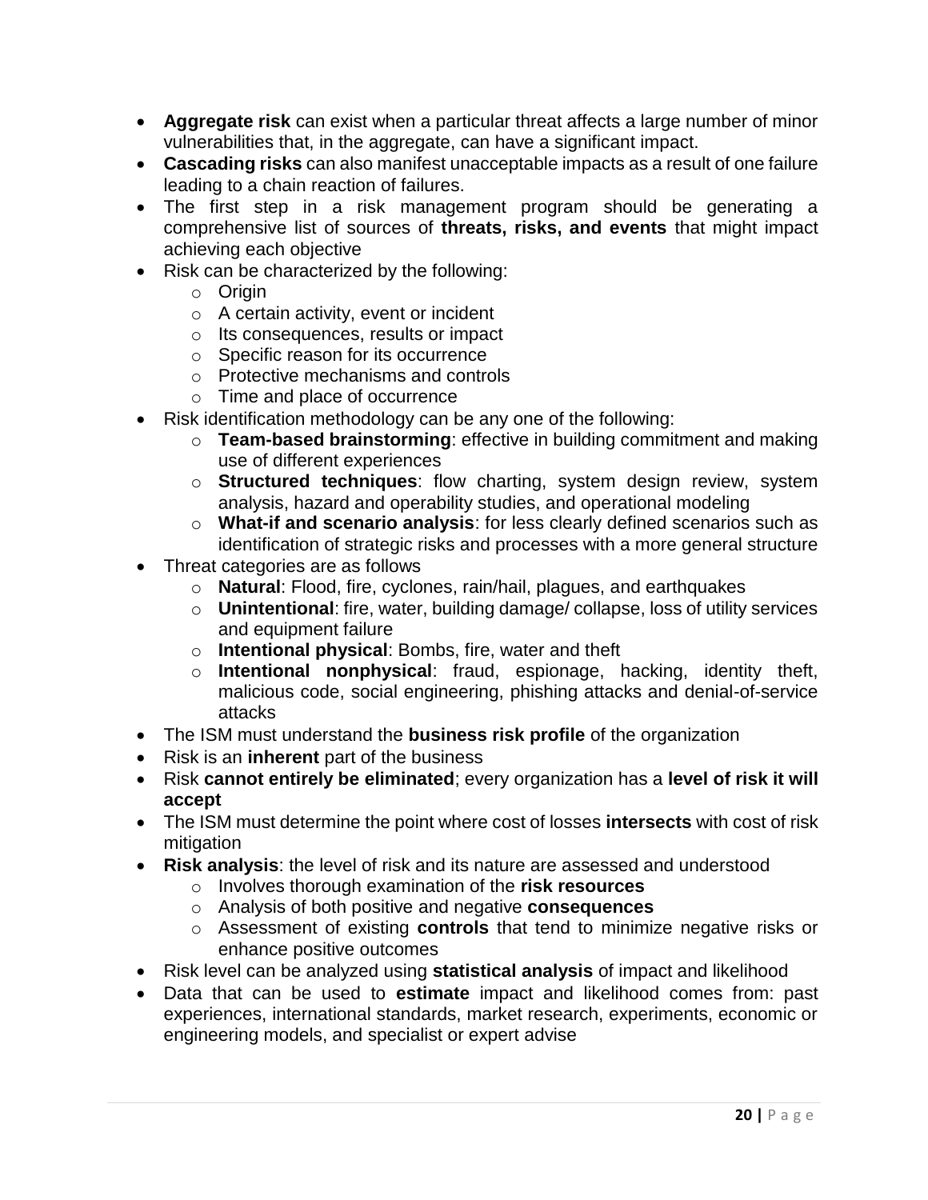- **Aggregate risk** can exist when a particular threat affects a large number of minor vulnerabilities that, in the aggregate, can have a significant impact.
- **Cascading risks** can also manifest unacceptable impacts as a result of one failure leading to a chain reaction of failures.
- The first step in a risk management program should be generating a comprehensive list of sources of **threats, risks, and events** that might impact achieving each objective
- Risk can be characterized by the following:
  - Origin
  - A certain activity, event or incident
  - Its consequences, results or impact
  - Specific reason for its occurrence
  - Protective mechanisms and controls
  - Time and place of occurrence
- Risk identification methodology can be any one of the following:
  - **Team-based brainstorming**: effective in building commitment and making use of different experiences
  - **Structured techniques**: flow charting, system design review, system analysis, hazard and operability studies, and operational modeling
  - **What-if and scenario analysis**: for less clearly defined scenarios such as identification of strategic risks and processes with a more general structure
- Threat categories are as follows
  - **Natural**: Flood, fire, cyclones, rain/hail, plagues, and earthquakes
  - **Unintentional**: fire, water, building damage/ collapse, loss of utility services and equipment failure
  - **Intentional physical**: Bombs, fire, water and theft
  - **Intentional nonphysical**: fraud, espionage, hacking, identity theft, malicious code, social engineering, phishing attacks and denial-of-service attacks
- The ISM must understand the **business risk profile** of the organization
- Risk is an **inherent** part of the business
- Risk **cannot entirely be eliminated**; every organization has a **level of risk it will accept**
- The ISM must determine the point where cost of losses **intersects** with cost of risk mitigation
- **Risk analysis**: the level of risk and its nature are assessed and understood
  - Involves thorough examination of the **risk resources**
  - Analysis of both positive and negative **consequences**
  - Assessment of existing **controls** that tend to minimize negative risks or enhance positive outcomes
- Risk level can be analyzed using **statistical analysis** of impact and likelihood
- Data that can be used to **estimate** impact and likelihood comes from: past experiences, international standards, market research, experiments, economic or engineering models, and specialist or expert advise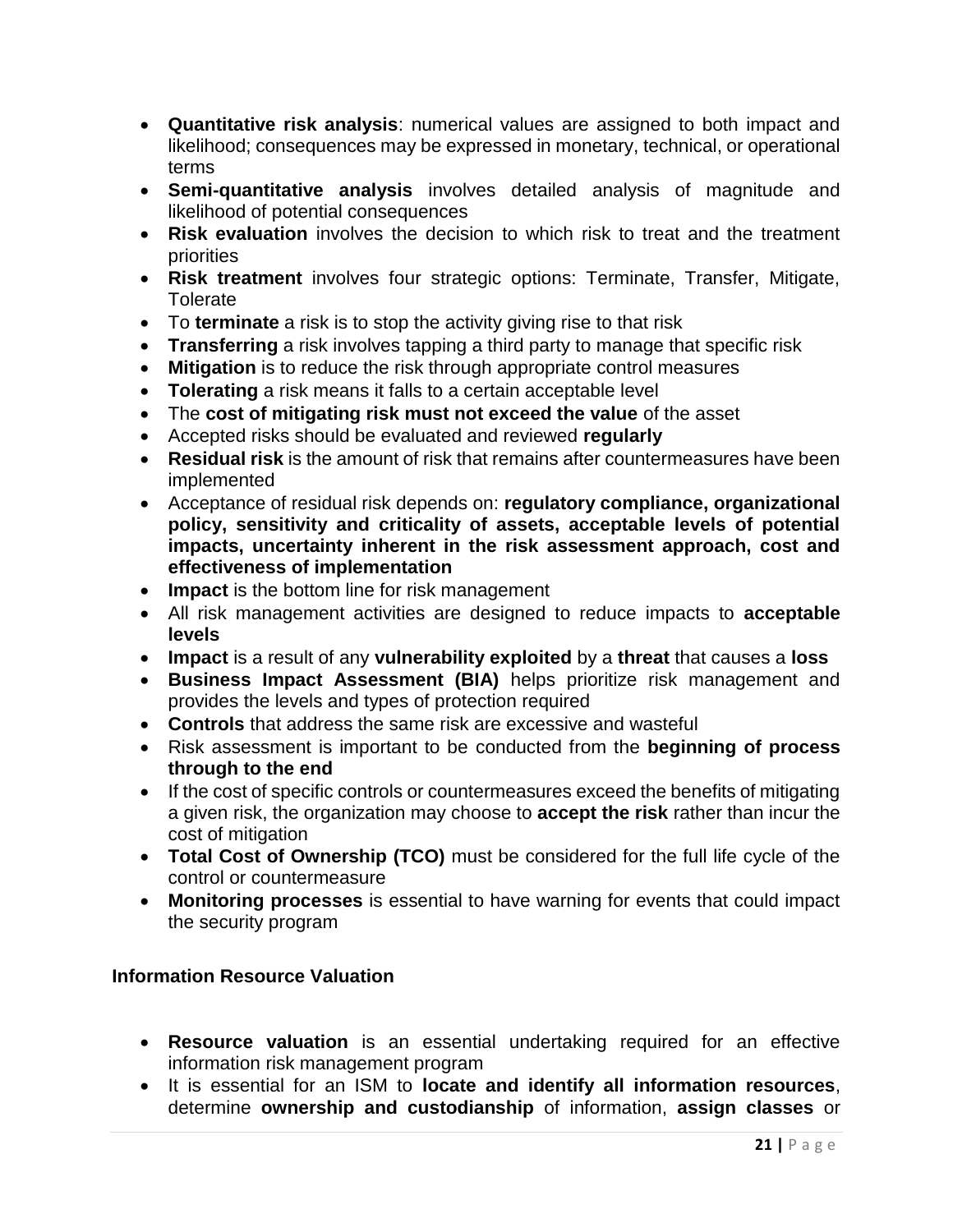- **Quantitative risk analysis**: numerical values are assigned to both impact and likelihood; consequences may be expressed in monetary, technical, or operational terms
- **Semi-quantitative analysis** involves detailed analysis of magnitude and likelihood of potential consequences
- **Risk evaluation** involves the decision to which risk to treat and the treatment priorities
- **Risk treatment** involves four strategic options: Terminate, Transfer, Mitigate, Tolerate
- To **terminate** a risk is to stop the activity giving rise to that risk
- **Transferring** a risk involves tapping a third party to manage that specific risk
- **Mitigation** is to reduce the risk through appropriate control measures
- **Tolerating** a risk means it falls to a certain acceptable level
- The **cost of mitigating risk must not exceed the value** of the asset
- Accepted risks should be evaluated and reviewed **regularly**
- **Residual risk** is the amount of risk that remains after countermeasures have been implemented
- Acceptance of residual risk depends on: **regulatory compliance, organizational policy, sensitivity and criticality of assets, acceptable levels of potential impacts, uncertainty inherent in the risk assessment approach, cost and effectiveness of implementation**
- **Impact** is the bottom line for risk management
- All risk management activities are designed to reduce impacts to **acceptable levels**
- **Impact** is a result of any **vulnerability exploited** by a **threat** that causes a **loss**
- **Business Impact Assessment (BIA)** helps prioritize risk management and provides the levels and types of protection required
- **Controls** that address the same risk are excessive and wasteful
- Risk assessment is important to be conducted from the **beginning of process through to the end**
- If the cost of specific controls or countermeasures exceed the benefits of mitigating a given risk, the organization may choose to **accept the risk** rather than incur the cost of mitigation
- **Total Cost of Ownership (TCO)** must be considered for the full life cycle of the control or countermeasure
- **Monitoring processes** is essential to have warning for events that could impact the security program

### Information Resource Valuation

- **Resource valuation** is an essential undertaking required for an effective information risk management program
- It is essential for an ISM to **locate and identify all information resources**, determine **ownership and custodianship** of information, **assign classes** or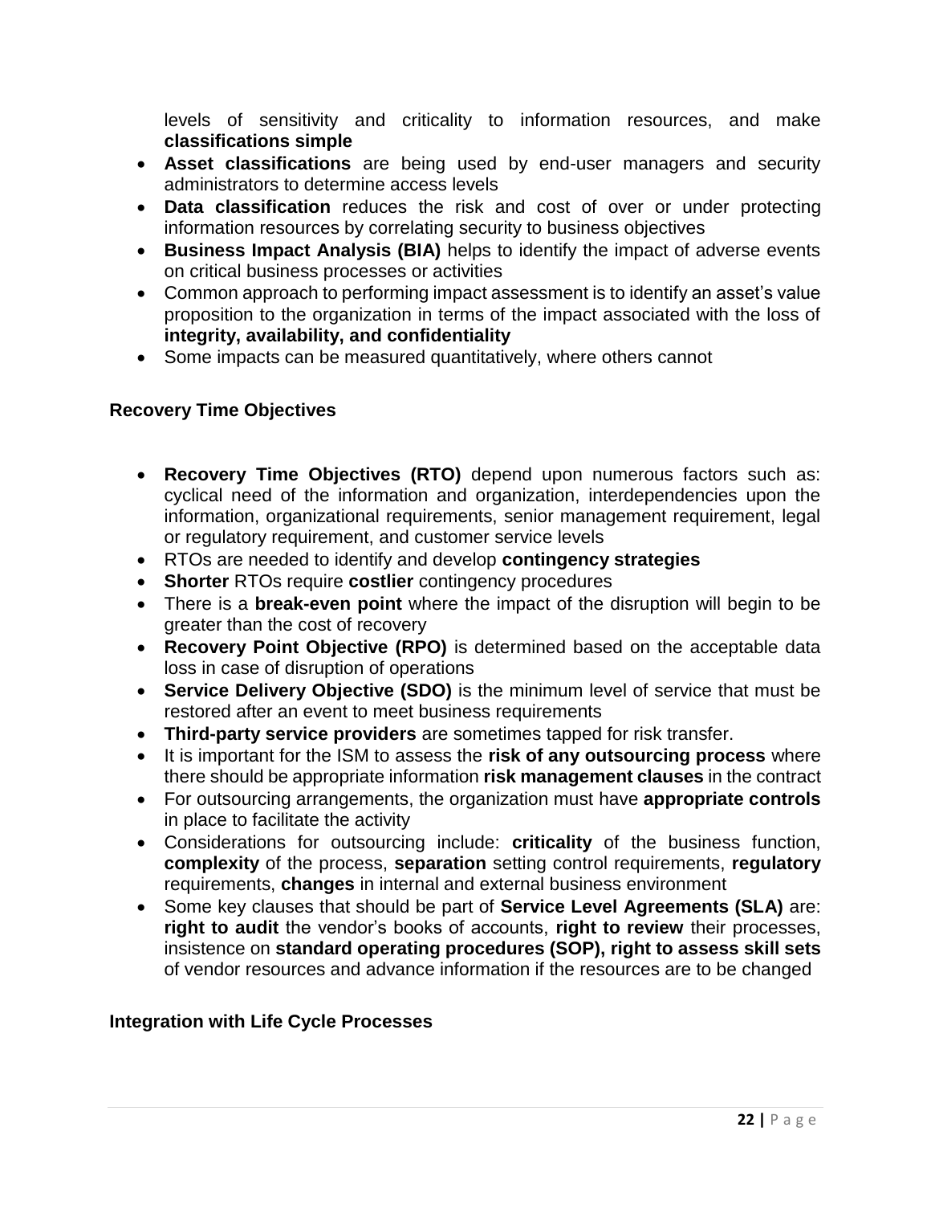levels of sensitivity and criticality to information resources, and make **classifications simple**

- **Asset classifications** are being used by end-user managers and security administrators to determine access levels
- **Data classification** reduces the risk and cost of over or under protecting information resources by correlating security to business objectives
- **Business Impact Analysis (BIA)** helps to identify the impact of adverse events on critical business processes or activities
- Common approach to performing impact assessment is to identify an asset's value proposition to the organization in terms of the impact associated with the loss of **integrity, availability, and confidentiality**
- Some impacts can be measured quantitatively, where others cannot

### Recovery Time Objectives

- **Recovery Time Objectives (RTO)** depend upon numerous factors such as: cyclical need of the information and organization, interdependencies upon the information, organizational requirements, senior management requirement, legal or regulatory requirement, and customer service levels
- RTOs are needed to identify and develop **contingency strategies**
- **Shorter** RTOs require **costlier** contingency procedures
- There is a **break-even point** where the impact of the disruption will begin to be greater than the cost of recovery
- **Recovery Point Objective (RPO)** is determined based on the acceptable data loss in case of disruption of operations
- **Service Delivery Objective (SDO)** is the minimum level of service that must be restored after an event to meet business requirements
- **Third-party service providers** are sometimes tapped for risk transfer.
- It is important for the ISM to assess the **risk of any outsourcing process** where there should be appropriate information **risk management clauses** in the contract
- For outsourcing arrangements, the organization must have **appropriate controls** in place to facilitate the activity
- Considerations for outsourcing include: **criticality** of the business function, **complexity** of the process, **separation** setting control requirements, **regulatory** requirements, **changes** in internal and external business environment
- Some key clauses that should be part of **Service Level Agreements (SLA)** are: **right to audit** the vendor's books of accounts, **right to review** their processes, insistence on **standard operating procedures (SOP), right to assess skill sets** of vendor resources and advance information if the resources are to be changed

### Integration with Life Cycle Processes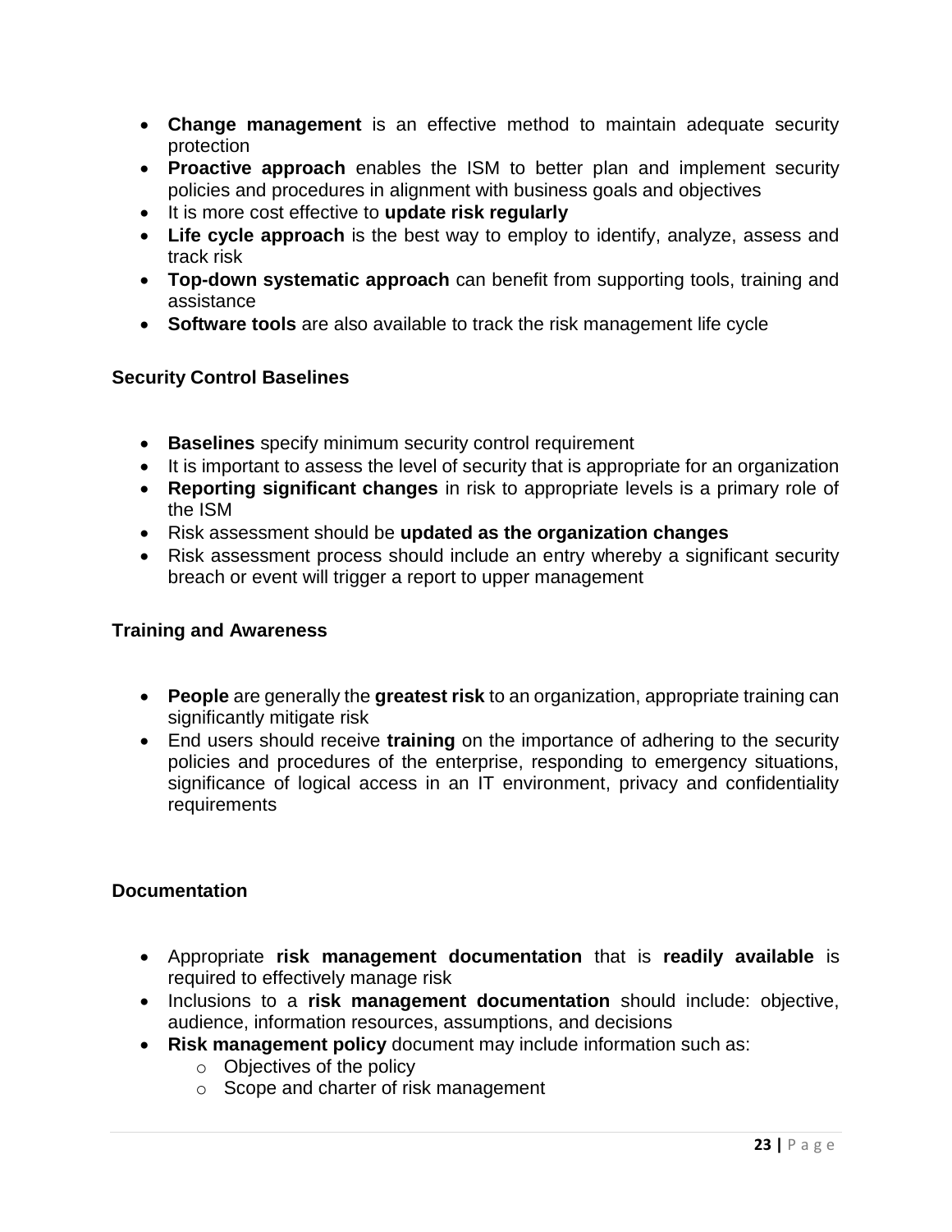- **Change management** is an effective method to maintain adequate security protection
- **Proactive approach** enables the ISM to better plan and implement security policies and procedures in alignment with business goals and objectives
- It is more cost effective to **update risk regularly**
- **Life cycle approach** is the best way to employ to identify, analyze, assess and track risk
- **Top-down systematic approach** can benefit from supporting tools, training and assistance
- **Software tools** are also available to track the risk management life cycle

### Security Control Baselines

- **Baselines** specify minimum security control requirement
- It is important to assess the level of security that is appropriate for an organization
- **Reporting significant changes** in risk to appropriate levels is a primary role of the ISM
- Risk assessment should be **updated as the organization changes**
- Risk assessment process should include an entry whereby a significant security breach or event will trigger a report to upper management

### Training and Awareness

- **People** are generally the **greatest risk** to an organization, appropriate training can significantly mitigate risk
- End users should receive **training** on the importance of adhering to the security policies and procedures of the enterprise, responding to emergency situations, significance of logical access in an IT environment, privacy and confidentiality requirements

### Documentation

- Appropriate **risk management documentation** that is **readily available** is required to effectively manage risk
- Inclusions to a **risk management documentation** should include: objective, audience, information resources, assumptions, and decisions
- **Risk management policy** document may include information such as:
  - Objectives of the policy
  - Scope and charter of risk management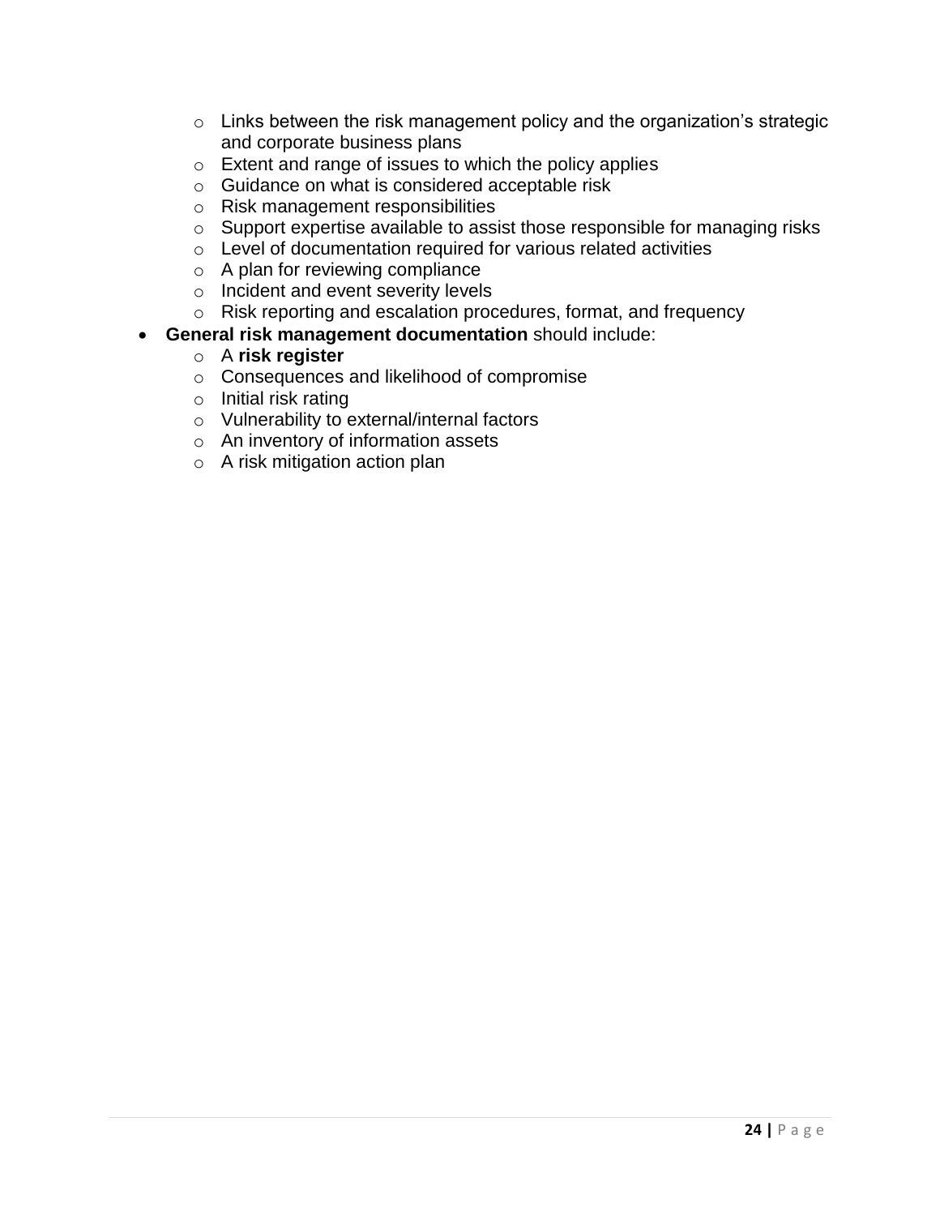- Links between the risk management policy and the organization's strategic and corporate business plans
    - Extent and range of issues to which the policy applies
    - Guidance on what is considered acceptable risk
    - Risk management responsibilities
    - Support expertise available to assist those responsible for managing risks
    - Level of documentation required for various related activities
    - A plan for reviewing compliance
    - Incident and event severity levels
    - Risk reporting and escalation procedures, format, and frequency
- **General risk management documentation** should include:
    - A **risk register**
    - Consequences and likelihood of compromise
    - Initial risk rating
    - Vulnerability to external/internal factors
    - An inventory of information assets
    - A risk mitigation action plan